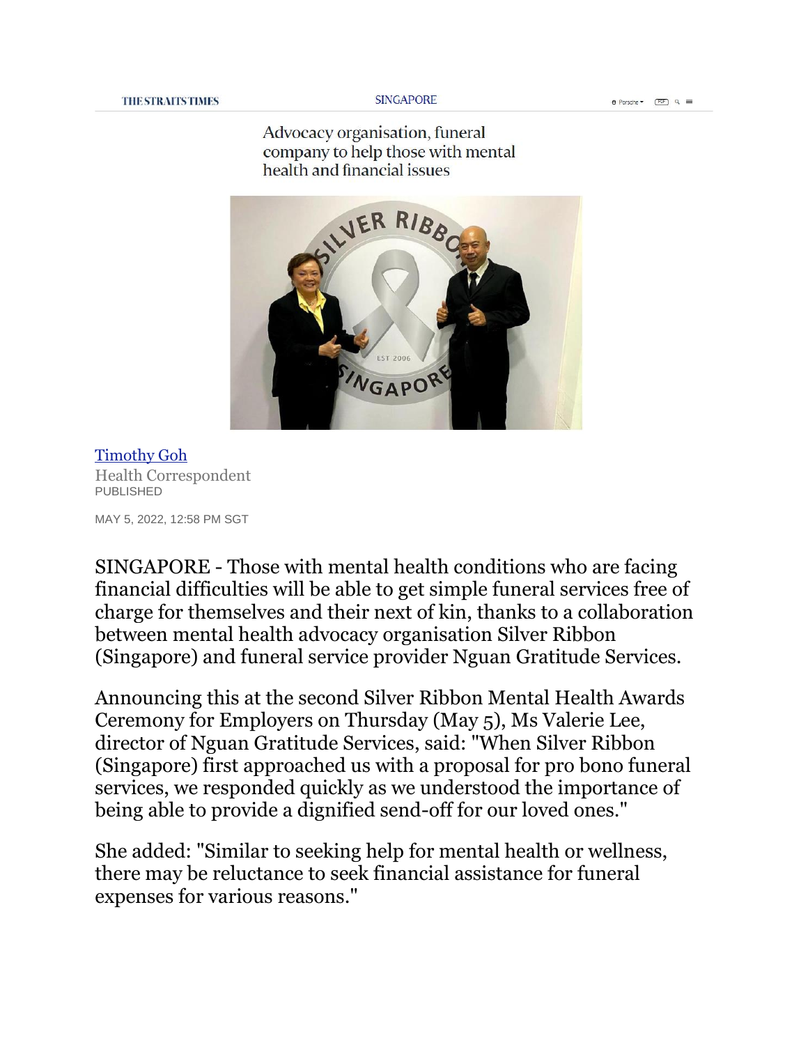# Advocacy organisation, funeral company to help those with mental health and financial issues

Timothy Goh
Health Correspondent
PUBLISHED

MAY 5, 2022, 12:58 PM SGT

SINGAPORE - Those with mental health conditions who are facing financial difficulties will be able to get simple funeral services free of charge for themselves and their next of kin, thanks to a collaboration between mental health advocacy organisation Silver Ribbon (Singapore) and funeral service provider Nguan Gratitude Services.

Announcing this at the second Silver Ribbon Mental Health Awards Ceremony for Employers on Thursday (May 5), Ms Valerie Lee, director of Nguan Gratitude Services, said: "When Silver Ribbon (Singapore) first approached us with a proposal for pro bono funeral services, we responded quickly as we understood the importance of being able to provide a dignified send-off for our loved ones."

She added: "Similar to seeking help for mental health or wellness, there may be reluctance to seek financial assistance for funeral expenses for various reasons."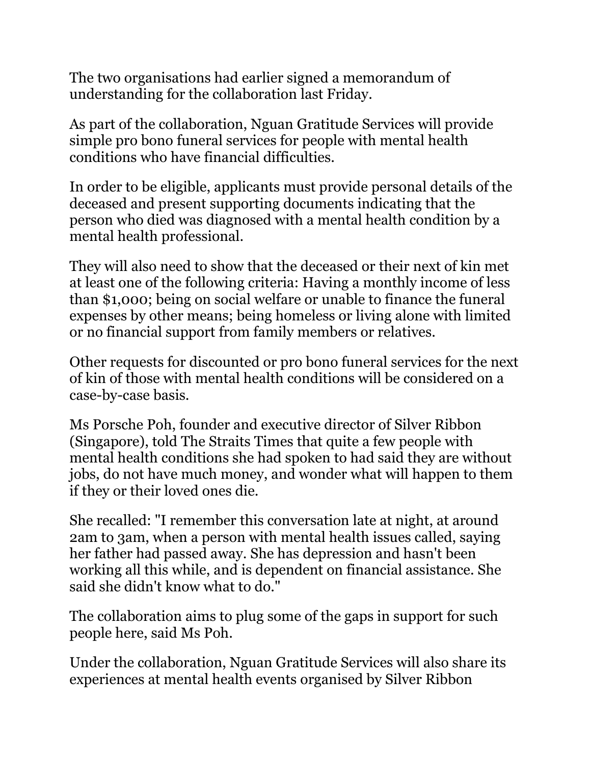The two organisations had earlier signed a memorandum of understanding for the collaboration last Friday.

As part of the collaboration, Nguan Gratitude Services will provide simple pro bono funeral services for people with mental health conditions who have financial difficulties.

In order to be eligible, applicants must provide personal details of the deceased and present supporting documents indicating that the person who died was diagnosed with a mental health condition by a mental health professional.

They will also need to show that the deceased or their next of kin met at least one of the following criteria: Having a monthly income of less than $1,000; being on social welfare or unable to finance the funeral expenses by other means; being homeless or living alone with limited or no financial support from family members or relatives.

Other requests for discounted or pro bono funeral services for the next of kin of those with mental health conditions will be considered on a case-by-case basis.

Ms Porsche Poh, founder and executive director of Silver Ribbon (Singapore), told The Straits Times that quite a few people with mental health conditions she had spoken to had said they are without jobs, do not have much money, and wonder what will happen to them if they or their loved ones die.

She recalled: "I remember this conversation late at night, at around 2am to 3am, when a person with mental health issues called, saying her father had passed away. She has depression and hasn't been working all this while, and is dependent on financial assistance. She said she didn't know what to do."

The collaboration aims to plug some of the gaps in support for such people here, said Ms Poh.

Under the collaboration, Nguan Gratitude Services will also share its experiences at mental health events organised by Silver Ribbon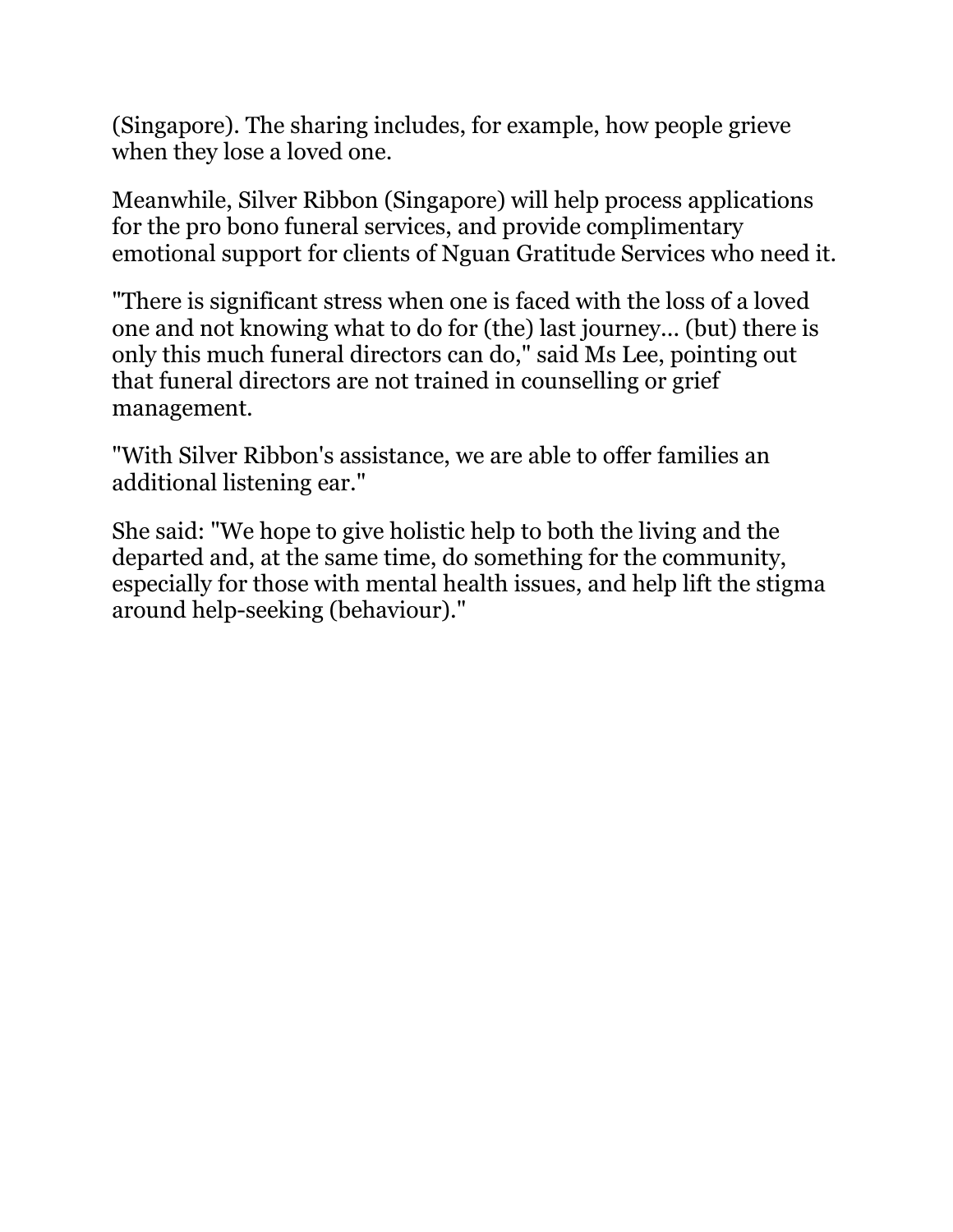(Singapore). The sharing includes, for example, how people grieve when they lose a loved one.

Meanwhile, Silver Ribbon (Singapore) will help process applications for the pro bono funeral services, and provide complimentary emotional support for clients of Nguan Gratitude Services who need it.

"There is significant stress when one is faced with the loss of a loved one and not knowing what to do for (the) last journey... (but) there is only this much funeral directors can do," said Ms Lee, pointing out that funeral directors are not trained in counselling or grief management.

"With Silver Ribbon's assistance, we are able to offer families an additional listening ear."

She said: "We hope to give holistic help to both the living and the departed and, at the same time, do something for the community, especially for those with mental health issues, and help lift the stigma around help-seeking (behaviour)."